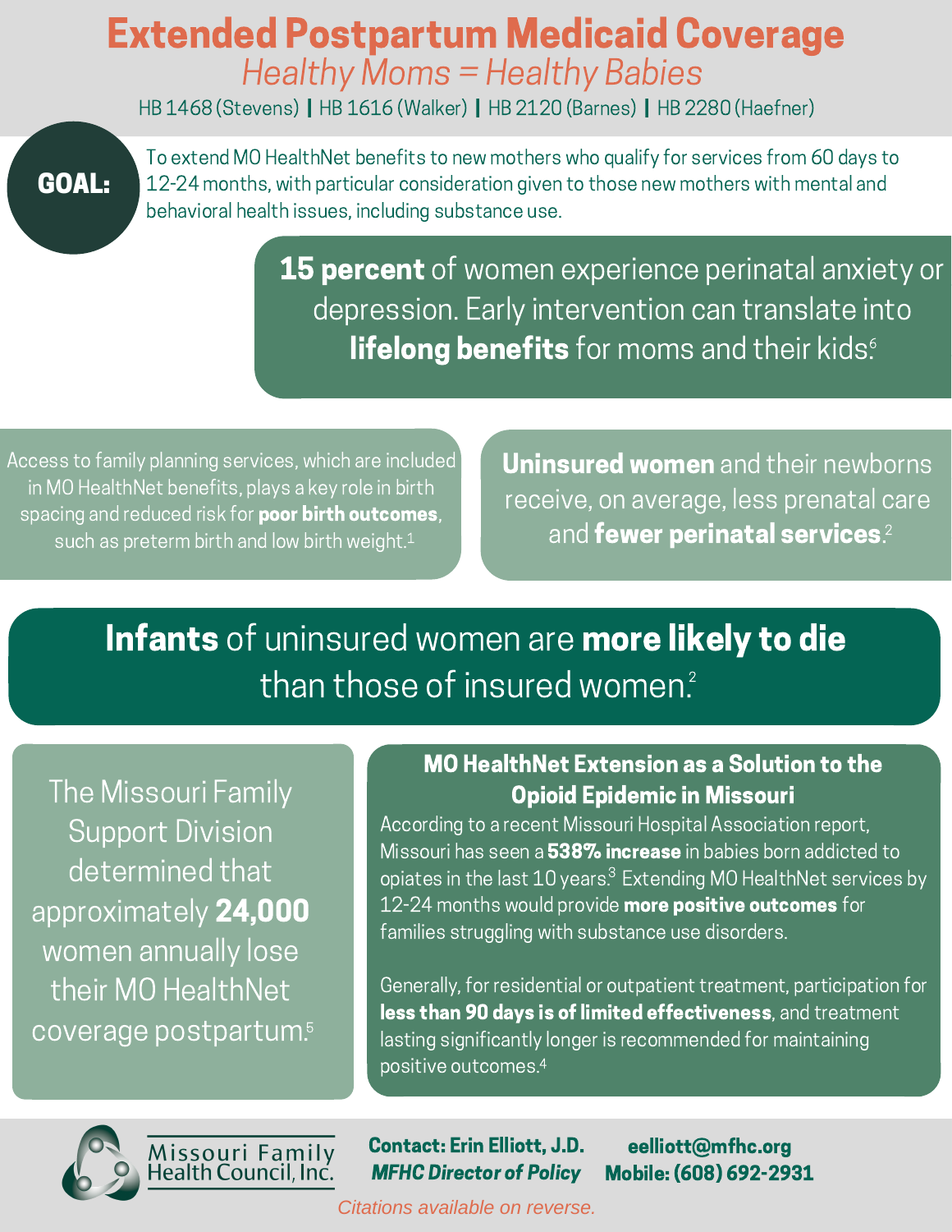# Extended Postpartum Medicaid Coverage

*Healthy Moms = Healthy Babies*

HB 1468 (Stevens) | HB 1616 (Walker) | HB 2120 (Barnes) | HB 2280 (Haefner)

**GOAL:** To extend MO HealthNet benefits to new mothers who qualify for services from 60 days to 12-24 months, with particular consideration given to those new mothers with mental and behavioral health issues, including substance use.

**15 percent** of women experience perinatal anxiety or depression. Early intervention can translate into **lifelong benefits** for moms and their kids.[6]

Access to family planning services, which are included in MO HealthNet benefits, plays a key role in birth spacing and reduced risk for **poor birth outcomes**, such as preterm birth and low birth weight.[1]

**Uninsured women** and their newborns receive, on average, less prenatal care and **fewer perinatal services**.[2]

**Infants** of uninsured women are **more likely to die** than those of insured women.[2]

The Missouri Family Support Division determined that approximately **24,000** women annually lose their MO HealthNet coverage postpartum.[5]

### MO HealthNet Extension as a Solution to the Opioid Epidemic in Missouri

According to a recent Missouri Hospital Association report, Missouri has seen a **538% increase** in babies born addicted to opiates in the last 10 years.[3] Extending MO HealthNet services by 12-24 months would provide **more positive outcomes** for families struggling with substance use disorders.

Generally, for residential or outpatient treatment, participation for **less than 90 days is of limited effectiveness**, and treatment lasting significantly longer is recommended for maintaining positive outcomes.[4]

Missouri Family Health Council, Inc.

**Contact: Erin Elliott, J.D.**
***MFHC Director of Policy***

**eelliott@mfhc.org**
**Mobile: (608) 692-2931**

*Citations available on reverse.*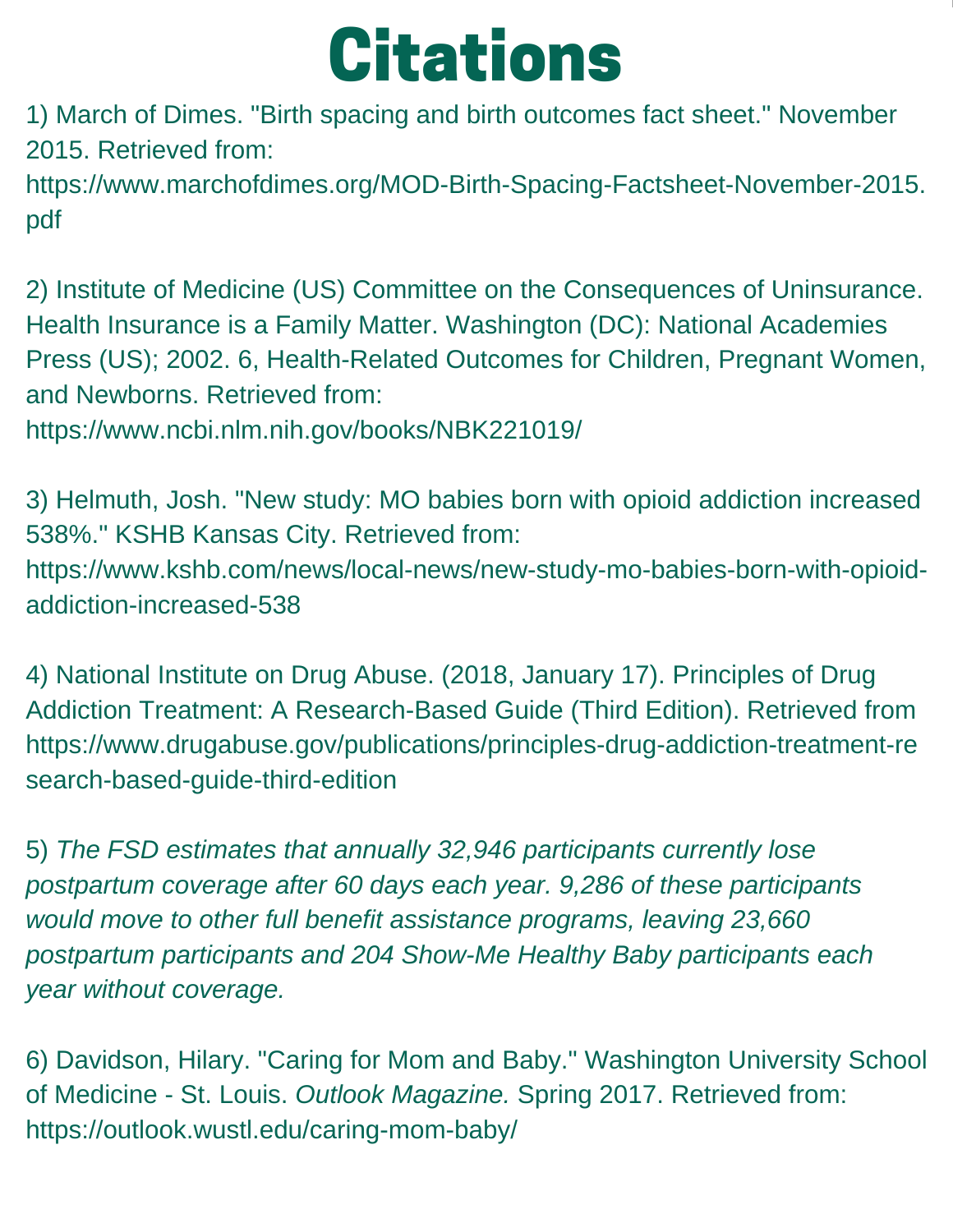# Citations

1) March of Dimes. "Birth spacing and birth outcomes fact sheet." November 2015. Retrieved from: https://www.marchofdimes.org/MOD-Birth-Spacing-Factsheet-November-2015.pdf

2) Institute of Medicine (US) Committee on the Consequences of Uninsurance. Health Insurance is a Family Matter. Washington (DC): National Academies Press (US); 2002. 6, Health-Related Outcomes for Children, Pregnant Women, and Newborns. Retrieved from: https://www.ncbi.nlm.nih.gov/books/NBK221019/

3) Helmuth, Josh. "New study: MO babies born with opioid addiction increased 538%." KSHB Kansas City. Retrieved from: https://www.kshb.com/news/local-news/new-study-mo-babies-born-with-opioid-addiction-increased-538

4) National Institute on Drug Abuse. (2018, January 17). Principles of Drug Addiction Treatment: A Research-Based Guide (Third Edition). Retrieved from https://www.drugabuse.gov/publications/principles-drug-addiction-treatment-research-based-guide-third-edition

5) *The FSD estimates that annually 32,946 participants currently lose postpartum coverage after 60 days each year. 9,286 of these participants would move to other full benefit assistance programs, leaving 23,660 postpartum participants and 204 Show-Me Healthy Baby participants each year without coverage.*

6) Davidson, Hilary. "Caring for Mom and Baby." Washington University School of Medicine - St. Louis. *Outlook Magazine.* Spring 2017. Retrieved from: https://outlook.wustl.edu/caring-mom-baby/